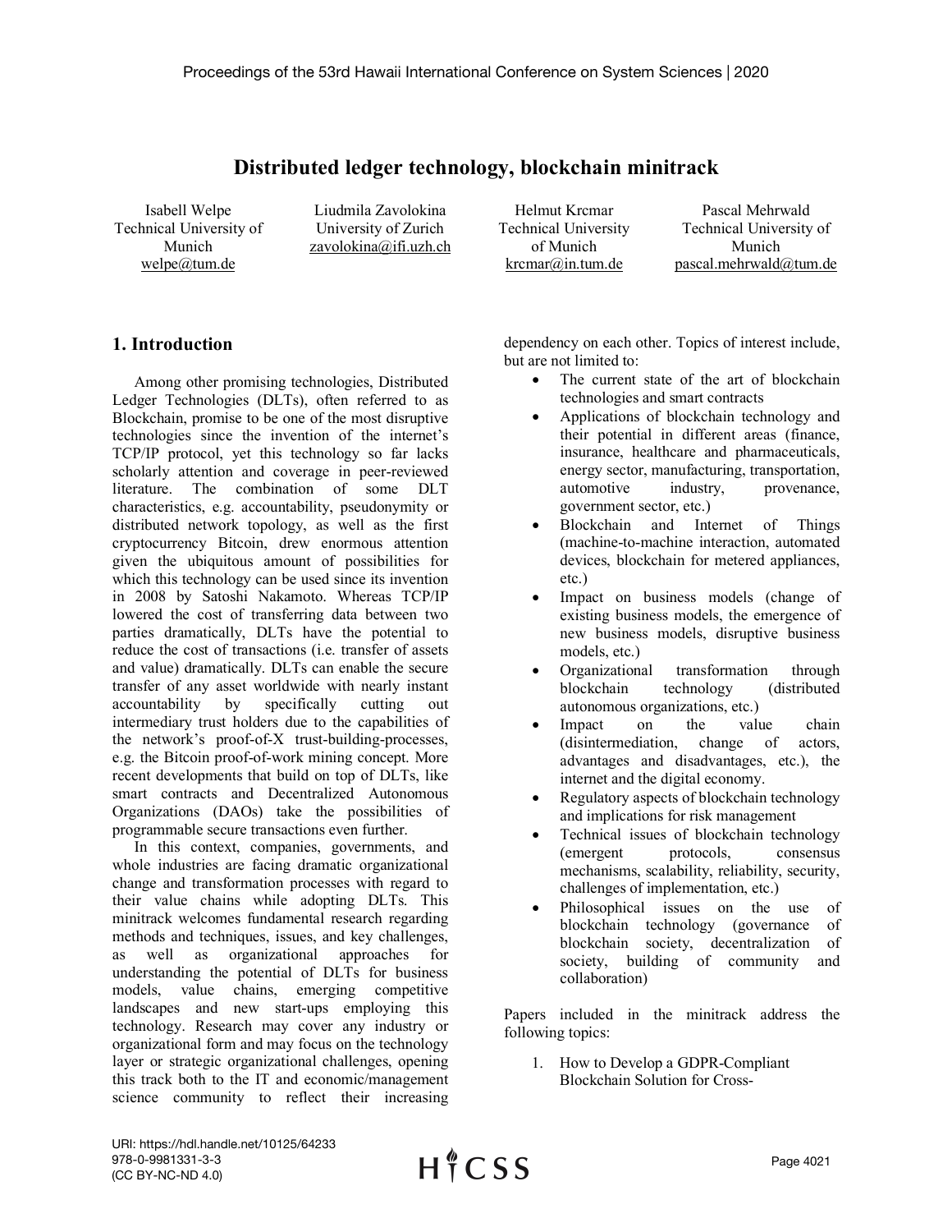# Distributed ledger technology, blockchain minitrack

Isabell Welpe
Technical University of Munich
welpe@tum.de

Liudmila Zavolokina
University of Zurich
zavolokina@ifi.uzh.ch

Helmut Krcmar
Technical University of Munich
krcmar@in.tum.de

Pascal Mehrwald
Technical University of Munich
pascal.mehrwald@tum.de

## 1. Introduction

Among other promising technologies, Distributed Ledger Technologies (DLTs), often referred to as Blockchain, promise to be one of the most disruptive technologies since the invention of the internet's TCP/IP protocol, yet this technology so far lacks scholarly attention and coverage in peer-reviewed literature. The combination of some DLT characteristics, e.g. accountability, pseudonymity or distributed network topology, as well as the first cryptocurrency Bitcoin, drew enormous attention given the ubiquitous amount of possibilities for which this technology can be used since its invention in 2008 by Satoshi Nakamoto. Whereas TCP/IP lowered the cost of transferring data between two parties dramatically, DLTs have the potential to reduce the cost of transactions (i.e. transfer of assets and value) dramatically. DLTs can enable the secure transfer of any asset worldwide with nearly instant accountability by specifically cutting out intermediary trust holders due to the capabilities of the network's proof-of-X trust-building-processes, e.g. the Bitcoin proof-of-work mining concept. More recent developments that build on top of DLTs, like smart contracts and Decentralized Autonomous Organizations (DAOs) take the possibilities of programmable secure transactions even further.

In this context, companies, governments, and whole industries are facing dramatic organizational change and transformation processes with regard to their value chains while adopting DLTs. This minitrack welcomes fundamental research regarding methods and techniques, issues, and key challenges, as well as organizational approaches for understanding the potential of DLTs for business models, value chains, emerging competitive landscapes and new start-ups employing this technology. Research may cover any industry or organizational form and may focus on the technology layer or strategic organizational challenges, opening this track both to the IT and economic/management science community to reflect their increasing dependency on each other. Topics of interest include, but are not limited to:

- The current state of the art of blockchain technologies and smart contracts
- Applications of blockchain technology and their potential in different areas (finance, insurance, healthcare and pharmaceuticals, energy sector, manufacturing, transportation, automotive industry, provenance, government sector, etc.)
- Blockchain and Internet of Things (machine-to-machine interaction, automated devices, blockchain for metered appliances, etc.)
- Impact on business models (change of existing business models, the emergence of new business models, disruptive business models, etc.)
- Organizational transformation through blockchain technology (distributed autonomous organizations, etc.)
- Impact on the value chain (disintermediation, change of actors, advantages and disadvantages, etc.), the internet and the digital economy.
- Regulatory aspects of blockchain technology and implications for risk management
- Technical issues of blockchain technology (emergent protocols, consensus mechanisms, scalability, reliability, security, challenges of implementation, etc.)
- Philosophical issues on the use of blockchain technology (governance of blockchain society, decentralization of society, building of community and collaboration)

Papers included in the minitrack address the following topics:

1. How to Develop a GDPR-Compliant Blockchain Solution for Cross-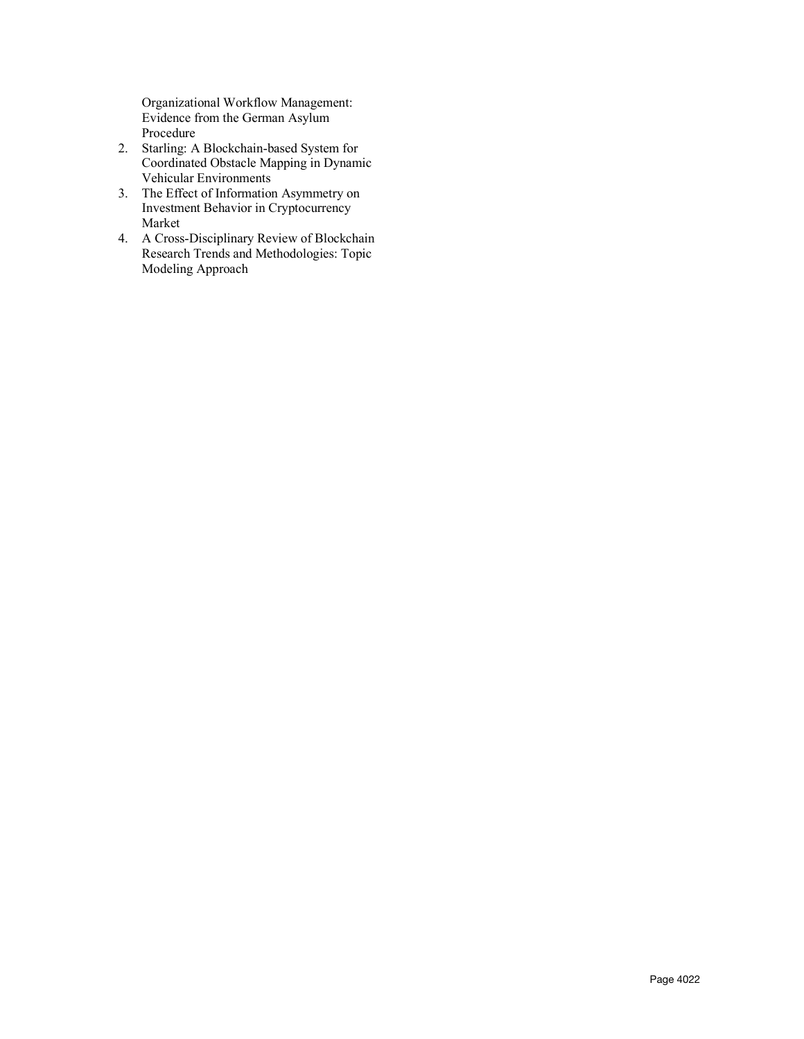Organizational Workflow Management: Evidence from the German Asylum Procedure

2. Starling: A Blockchain-based System for Coordinated Obstacle Mapping in Dynamic Vehicular Environments
3. The Effect of Information Asymmetry on Investment Behavior in Cryptocurrency Market
4. A Cross-Disciplinary Review of Blockchain Research Trends and Methodologies: Topic Modeling Approach